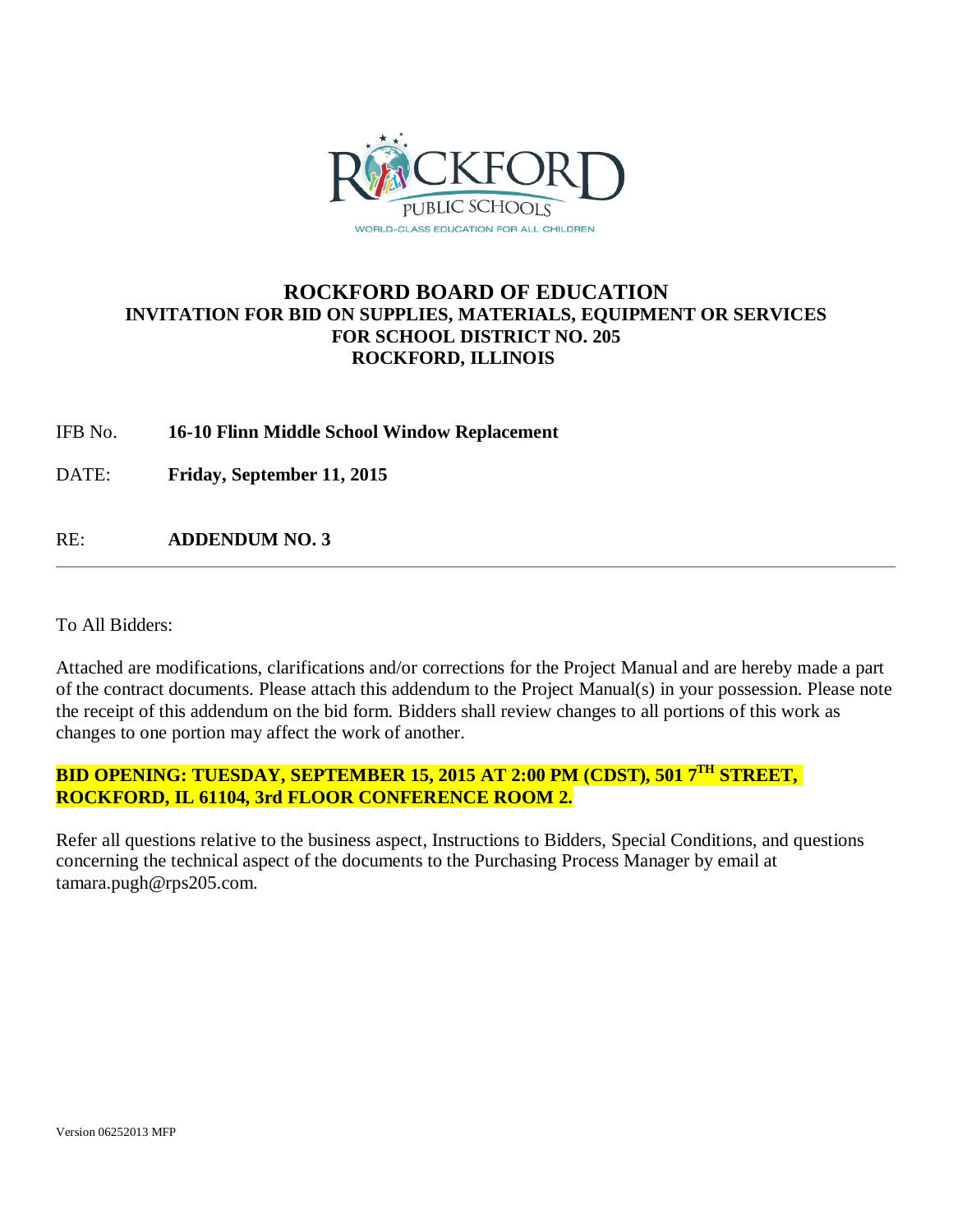# ROCKFORD BOARD OF EDUCATION

## INVITATION FOR BID ON SUPPLIES, MATERIALS, EQUIPMENT OR SERVICES FOR SCHOOL DISTRICT NO. 205 ROCKFORD, ILLINOIS

IFB No. **16-10 Flinn Middle School Window Replacement**

DATE: **Friday, September 11, 2015**

RE: **ADDENDUM NO. 3**

---

To All Bidders:

Attached are modifications, clarifications and/or corrections for the Project Manual and are hereby made a part of the contract documents. Please attach this addendum to the Project Manual(s) in your possession. Please note the receipt of this addendum on the bid form. Bidders shall review changes to all portions of this work as changes to one portion may affect the work of another.

**BID OPENING: TUESDAY, SEPTEMBER 15, 2015 AT 2:00 PM (CDST), 501 7TH STREET, ROCKFORD, IL 61104, 3rd FLOOR CONFERENCE ROOM 2.**

Refer all questions relative to the business aspect, Instructions to Bidders, Special Conditions, and questions concerning the technical aspect of the documents to the Purchasing Process Manager by email at tamara.pugh@rps205.com.

Version 06252013 MFP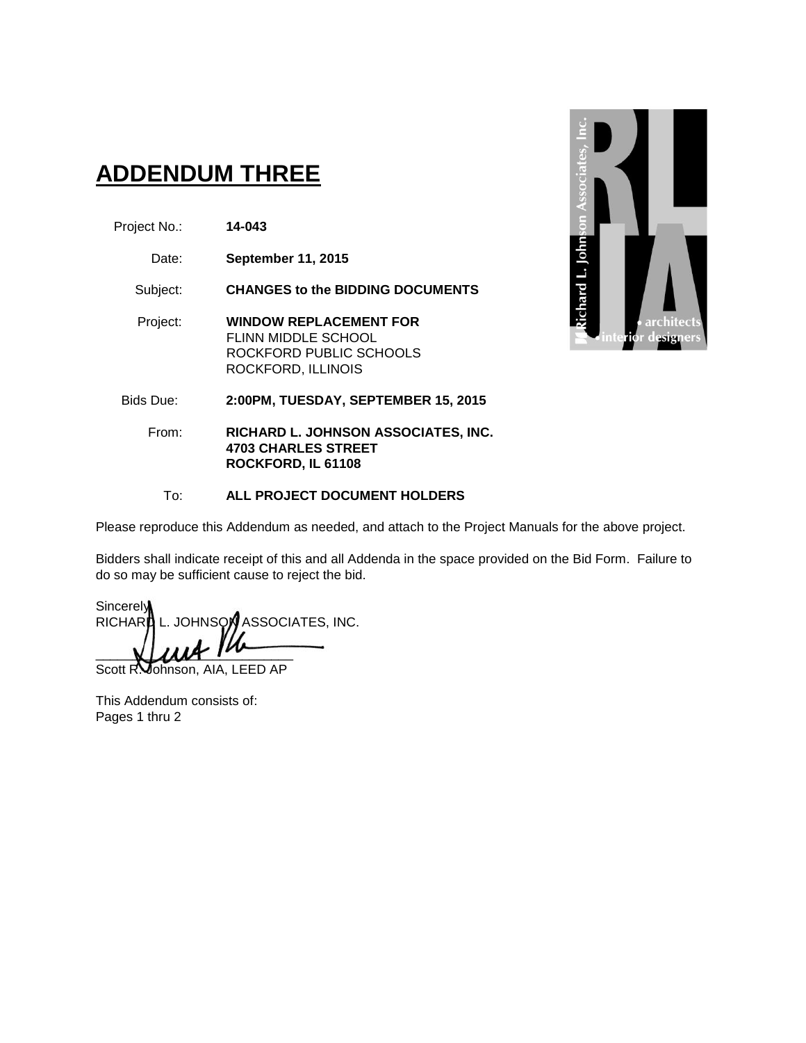# ADDENDUM THREE

| | |
|---|---|
| Project No.: | **14-043** |
| Date: | **September 11, 2015** |
| Subject: | **CHANGES to the BIDDING DOCUMENTS** |
| Project: | **WINDOW REPLACEMENT FOR**<br>FLINN MIDDLE SCHOOL<br>ROCKFORD PUBLIC SCHOOLS<br>ROCKFORD, ILLINOIS |
| Bids Due: | **2:00PM, TUESDAY, SEPTEMBER 15, 2015** |
| From: | **RICHARD L. JOHNSON ASSOCIATES, INC.**<br>**4703 CHARLES STREET**<br>**ROCKFORD, IL 61108** |
| To: | **ALL PROJECT DOCUMENT HOLDERS** |

Please reproduce this Addendum as needed, and attach to the Project Manuals for the above project.

Bidders shall indicate receipt of this and all Addenda in the space provided on the Bid Form. Failure to do so may be sufficient cause to reject the bid.

Sincerely,
RICHARD L. JOHNSON ASSOCIATES, INC.

\_\_\_\_\_\_\_\_\_\_\_\_\_\_\_\_\_\_\_\_\_\_\_\_\_\_\_\_
Scott R. Johnson, AIA, LEED AP

This Addendum consists of:
Pages 1 thru 2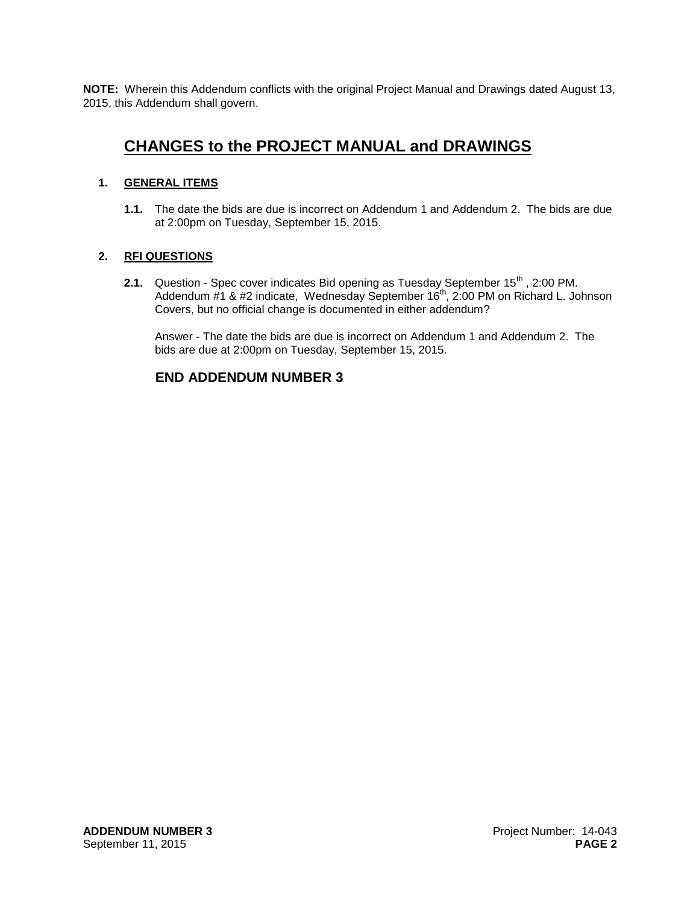**NOTE:** Wherein this Addendum conflicts with the original Project Manual and Drawings dated August 13, 2015, this Addendum shall govern.

# CHANGES to the PROJECT MANUAL and DRAWINGS

## 1. GENERAL ITEMS

**1.1.** The date the bids are due is incorrect on Addendum 1 and Addendum 2. The bids are due at 2:00pm on Tuesday, September 15, 2015.

## 2. RFI QUESTIONS

**2.1.** Question - Spec cover indicates Bid opening as Tuesday September 15th , 2:00 PM. Addendum #1 & #2 indicate, Wednesday September 16th, 2:00 PM on Richard L. Johnson Covers, but no official change is documented in either addendum?

Answer - The date the bids are due is incorrect on Addendum 1 and Addendum 2. The bids are due at 2:00pm on Tuesday, September 15, 2015.

**END ADDENDUM NUMBER 3**